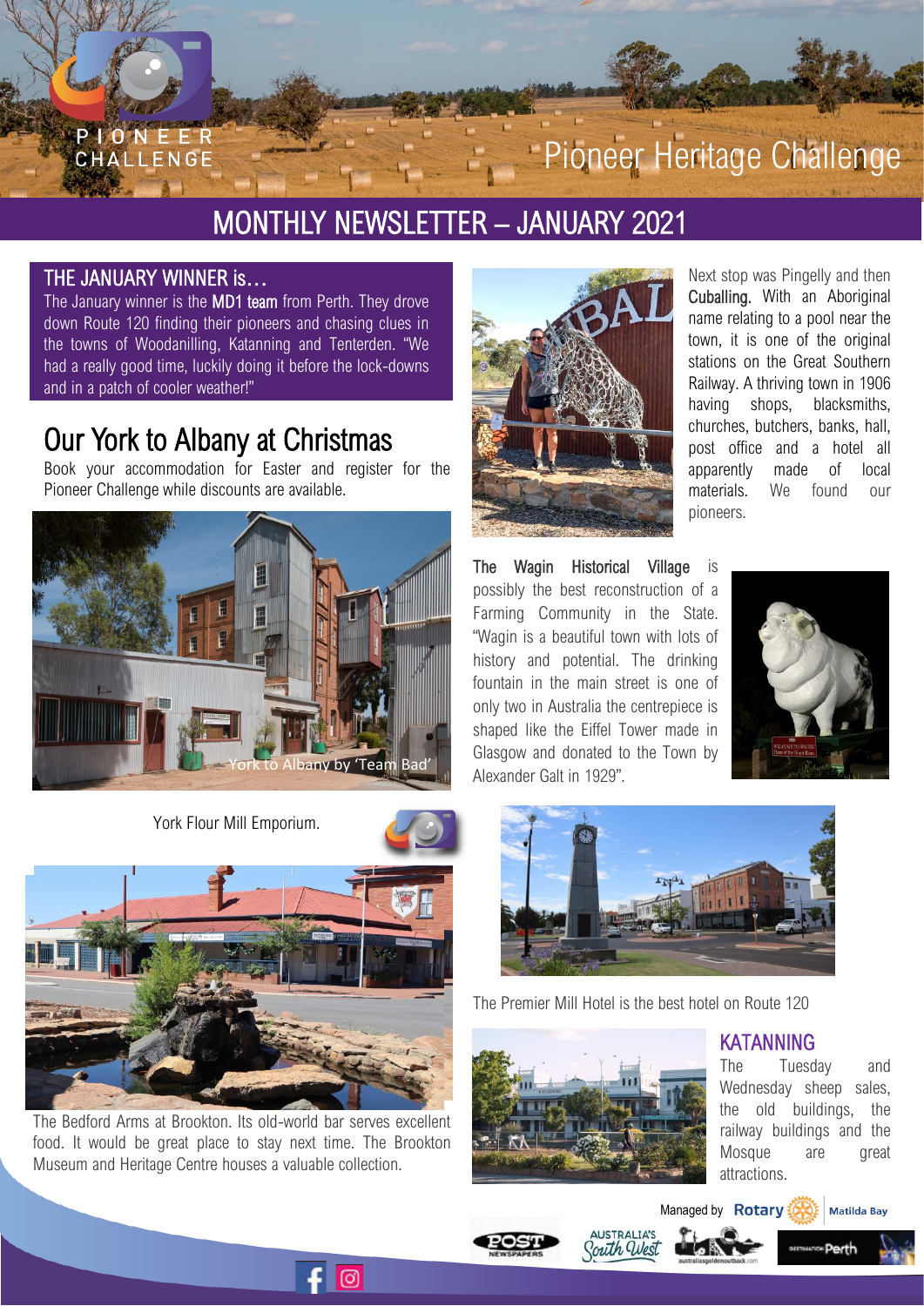# Pioneer Heritage Challenge

## MONTHLY NEWSLETTER – JANUARY 2021

### THE JANUARY WINNER is…

The January winner is the **MD1 team** from Perth. They drove down Route 120 finding their pioneers and chasing clues in the towns of Woodanilling, Katanning and Tenterden. "We had a really good time, luckily doing it before the lock-downs and in a patch of cooler weather!"

## Our York to Albany at Christmas

Book your accommodation for Easter and register for the Pioneer Challenge while discounts are available.

York to Albany by 'Team Bad'

York Flour Mill Emporium.

The Bedford Arms at Brookton. Its old-world bar serves excellent food. It would be great place to stay next time. The Brookton Museum and Heritage Centre houses a valuable collection.

Next stop was Pingelly and then **Cuballing.** With an Aboriginal name relating to a pool near the town, it is one of the original stations on the Great Southern Railway. A thriving town in 1906 having shops, blacksmiths, churches, butchers, banks, hall, post office and a hotel all apparently made of local materials. We found our pioneers.

**The Wagin Historical Village** is possibly the best reconstruction of a Farming Community in the State. "Wagin is a beautiful town with lots of history and potential. The drinking fountain in the main street is one of only two in Australia the centrepiece is shaped like the Eiffel Tower made in Glasgow and donated to the Town by Alexander Galt in 1929".

The Premier Mill Hotel is the best hotel on Route 120

### KATANNING

The Tuesday and Wednesday sheep sales, the old buildings, the railway buildings and the Mosque are great attractions.

Managed by Rotary | Matilda Bay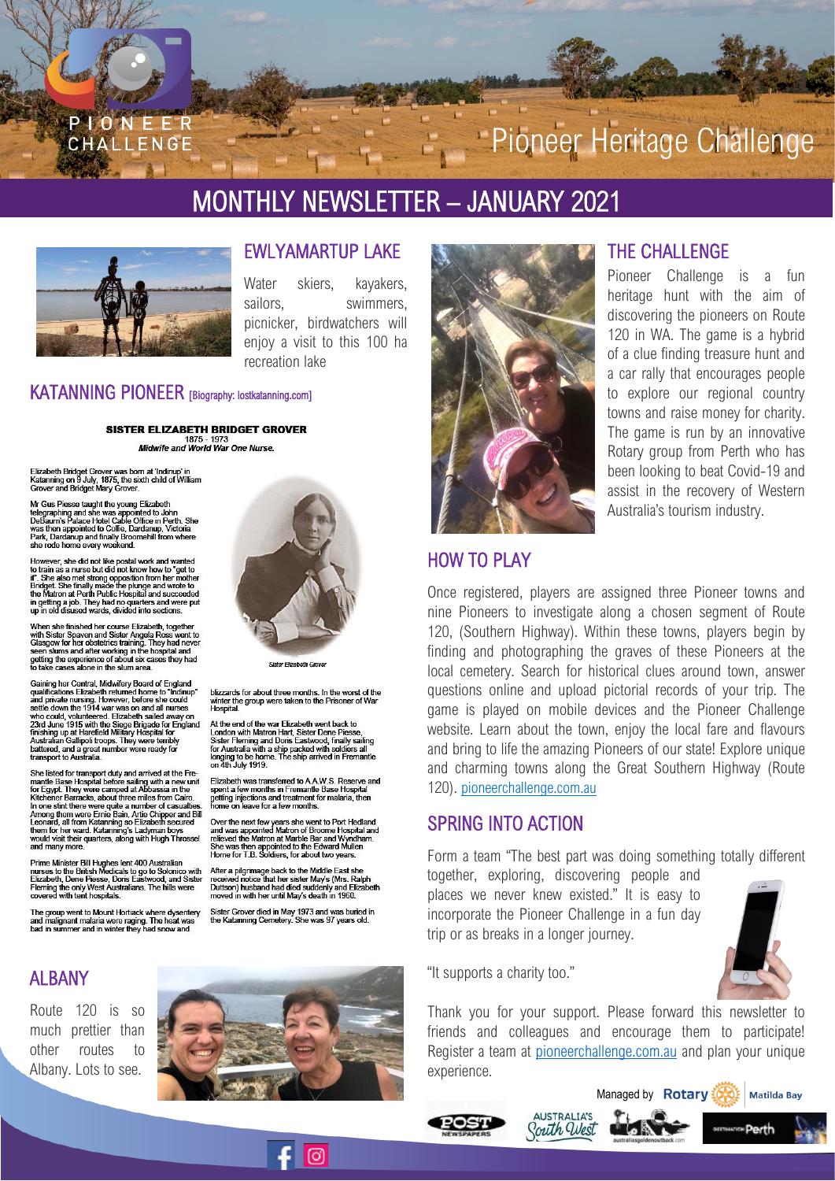# Pioneer Heritage Challenge

PIONEER CHALLENGE

## MONTHLY NEWSLETTER – JANUARY 2021

## EWLYAMARTUP LAKE

Water skiers, kayakers, sailors, swimmers, picnicker, birdwatchers will enjoy a visit to this 100 ha recreation lake

## KATANNING PIONEER [Biography: lostkatanning.com]

**SISTER ELIZABETH BRIDGET GROVER**
1875 - 1973
***Midwife and World War One Nurse.***

Elizabeth Bridget Grover was born at 'Indinup' in Katanning on 9 July, 1875, the sixth child of William Grover and Bridget Mary Grover.

Mr Gus Piesse taught the young Elizabeth telegraphing and she was appointed to John DeBaum's Palace Hotel Cable Office in Perth. She was then appointed to Collie, Dardanup, Victoria Park, Dardanup and finally Broomehill from where she rode home every weekend.

However, she did not like postal work and wanted to train as a nurse but did not know how to "get to it". She also met strong opposition from her mother Bridget. She finally made the plunge and wrote to the Matron at Perth Public Hospital and succeeded in getting a job. They had no quarters and were put up in old disused wards, divided into sections.

When she finished her course Elizabeth, together with Sister Spavan and Sister Angela Ross went to Glasgow for her obstetrics training. They had never seen slums and after working in the hospital and getting the experience of about six cases they had to take cases alone in the slum area.

*Sister Elizabeth Grover*

Gaining her Central, Midwifery Board of England qualifications Elizabeth returned home to "Indinup" and private nursing. However, before she could settle down the 1914 war was on and all nurses who could, volunteered. Elizabeth sailed away on 23rd June 1915 with the Siege Brigade for England finishing up at Harefield Military Hospital for Australian Gallipoli troops. They were terribly battered, and a great number were ready for transport to Australia.

She listed for transport duty and arrived at the Fremantle Base Hospital before sailing with a new unit for Egypt. They were camped at Abbassia in the Kitchener Barracks, about three miles from Cairo. In one stint there were quite a number of casualties. Among them were Ernie Bain, Artie Chipper and Bill Leonard, all from Katanning so Elizabeth secured them for her ward. Katanning's Ladyman boys would visit their quarters, along with Hugh Throssel and many more.

Prime Minister Bill Hughes lent 400 Australian nurses to the British Medicals to go to Solonico with Elizabeth, Dene Piesse, Doris Eastwood, and Sister Fleming the only West Australians. The hills were covered with tent hospitals.

The group went to Mount Hortiack where dysentery and malignant malaria were raging. The heat was bad in summer and in winter they had snow and blizzards for about three months. In the worst of the winter the group were taken to the Prisoner of War Hospital.

At the end of the war Elizabeth went back to London with Matron Hart, Sister Dene Piesse, Sister Fleming and Doris Eastwood, finally sailing for Australia with a ship packed with soldiers all longing to be home. The ship arrived in Fremantle on 4th July 1919.

Elizabeth was transferred to A.A.W.S. Reserve and spent a few months in Fremantle Base Hospital getting injections and treatment for malaria, then home on leave for a few months.

Over the next few years she went to Port Hedland and was appointed Matron of Broome Hospital and relieved the Matron at Marble Bar and Wyndham. She was then appointed to the Edward Mullen Home for T.B. Soldiers, for about two years.

After a pilgrimage back to the Middle East she received notice that her sister May's (Mrs. Ralph Duttson) husband had died suddenly and Elizabeth moved in with her until May's death in 1960.

Sister Grover died in May 1973 and was buried in the Katanning Cemetery. She was 97 years old.

## ALBANY

Route 120 is so much prettier than other routes to Albany. Lots to see.

## THE CHALLENGE

Pioneer Challenge is a fun heritage hunt with the aim of discovering the pioneers on Route 120 in WA. The game is a hybrid of a clue finding treasure hunt and a car rally that encourages people to explore our regional country towns and raise money for charity. The game is run by an innovative Rotary group from Perth who has been looking to beat Covid-19 and assist in the recovery of Western Australia's tourism industry.

## HOW TO PLAY

Once registered, players are assigned three Pioneer towns and nine Pioneers to investigate along a chosen segment of Route 120, (Southern Highway). Within these towns, players begin by finding and photographing the graves of these Pioneers at the local cemetery. Search for historical clues around town, answer questions online and upload pictorial records of your trip. The game is played on mobile devices and the Pioneer Challenge website. Learn about the town, enjoy the local fare and flavours and bring to life the amazing Pioneers of our state! Explore unique and charming towns along the Great Southern Highway (Route 120). pioneerchallenge.com.au

## SPRING INTO ACTION

Form a team "The best part was doing something totally different together, exploring, discovering people and places we never knew existed." It is easy to incorporate the Pioneer Challenge in a fun day trip or as breaks in a longer journey.

"It supports a charity too."

Thank you for your support. Please forward this newsletter to friends and colleagues and encourage them to participate! Register a team at pioneerchallenge.com.au and plan your unique experience.

Managed by Rotary | Matilda Bay